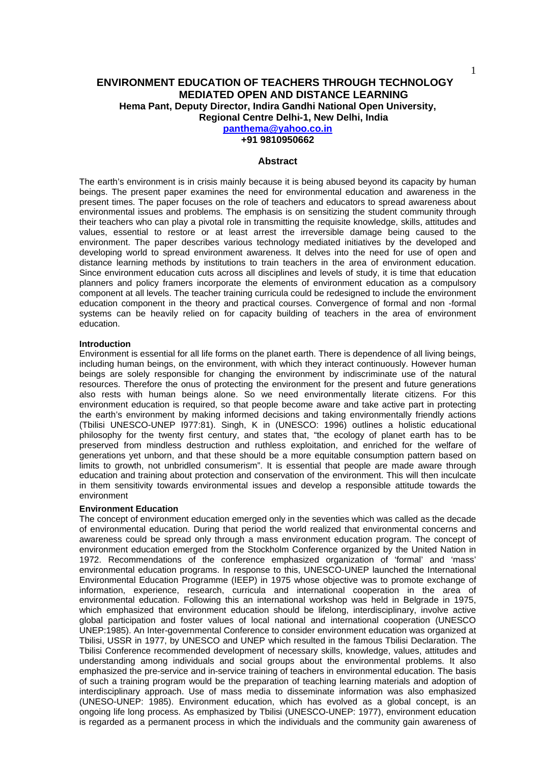# ENVIRONMENT EDUCATION OF TEACHERS THROUGH TECHNOLOGY MEDIATED OPEN AND DISTANCE LEARNING

**Hema Pant, Deputy Director, Indira Gandhi National Open University, Regional Centre Delhi-1, New Delhi, India**

**panthema@yahoo.co.in**

**+91 9810950662**

## Abstract

The earth's environment is in crisis mainly because it is being abused beyond its capacity by human beings. The present paper examines the need for environmental education and awareness in the present times. The paper focuses on the role of teachers and educators to spread awareness about environmental issues and problems. The emphasis is on sensitizing the student community through their teachers who can play a pivotal role in transmitting the requisite knowledge, skills, attitudes and values, essential to restore or at least arrest the irreversible damage being caused to the environment. The paper describes various technology mediated initiatives by the developed and developing world to spread environment awareness. It delves into the need for use of open and distance learning methods by institutions to train teachers in the area of environment education. Since environment education cuts across all disciplines and levels of study, it is time that education planners and policy framers incorporate the elements of environment education as a compulsory component at all levels. The teacher training curricula could be redesigned to include the environment education component in the theory and practical courses. Convergence of formal and non -formal systems can be heavily relied on for capacity building of teachers in the area of environment education.

### Introduction

Environment is essential for all life forms on the planet earth. There is dependence of all living beings, including human beings, on the environment, with which they interact continuously. However human beings are solely responsible for changing the environment by indiscriminate use of the natural resources. Therefore the onus of protecting the environment for the present and future generations also rests with human beings alone. So we need environmentally literate citizens. For this environment education is required, so that people become aware and take active part in protecting the earth's environment by making informed decisions and taking environmentally friendly actions (Tbilisi UNESCO-UNEP I977:81). Singh, K in (UNESCO: 1996) outlines a holistic educational philosophy for the twenty first century, and states that, "the ecology of planet earth has to be preserved from mindless destruction and ruthless exploitation, and enriched for the welfare of generations yet unborn, and that these should be a more equitable consumption pattern based on limits to growth, not unbridled consumerism". It is essential that people are made aware through education and training about protection and conservation of the environment. This will then inculcate in them sensitivity towards environmental issues and develop a responsible attitude towards the environment

### Environment Education

The concept of environment education emerged only in the seventies which was called as the decade of environmental education. During that period the world realized that environmental concerns and awareness could be spread only through a mass environment education program. The concept of environment education emerged from the Stockholm Conference organized by the United Nation in 1972. Recommendations of the conference emphasized organization of 'formal' and 'mass' environmental education programs. In response to this, UNESCO-UNEP launched the International Environmental Education Programme (IEEP) in 1975 whose objective was to promote exchange of information, experience, research, curricula and international cooperation in the area of environmental education. Following this an international workshop was held in Belgrade in 1975, which emphasized that environment education should be lifelong, interdisciplinary, involve active global participation and foster values of local national and international cooperation (UNESCO UNEP:1985). An Inter-governmental Conference to consider environment education was organized at Tbilisi, USSR in 1977, by UNESCO and UNEP which resulted in the famous Tbilisi Declaration. The Tbilisi Conference recommended development of necessary skills, knowledge, values, attitudes and understanding among individuals and social groups about the environmental problems. It also emphasized the pre-service and in-service training of teachers in environmental education. The basis of such a training program would be the preparation of teaching learning materials and adoption of interdisciplinary approach. Use of mass media to disseminate information was also emphasized (UNESO-UNEP: 1985). Environment education, which has evolved as a global concept, is an ongoing life long process. As emphasized by Tbilisi (UNESCO-UNEP: 1977), environment education is regarded as a permanent process in which the individuals and the community gain awareness of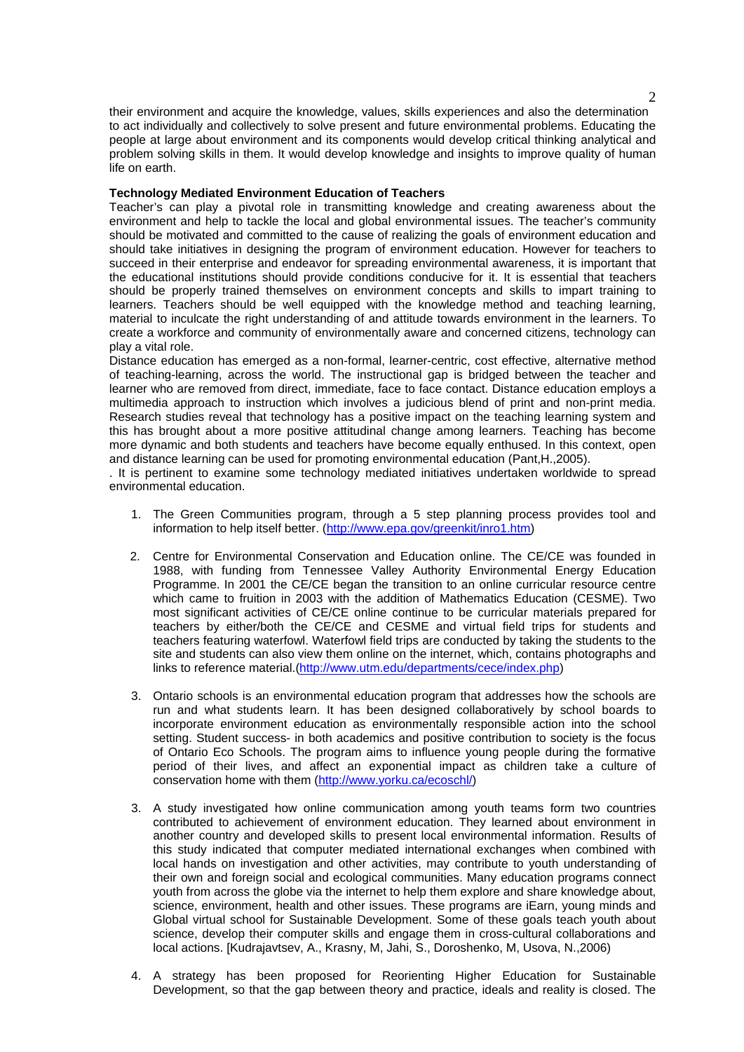their environment and acquire the knowledge, values, skills experiences and also the determination to act individually and collectively to solve present and future environmental problems. Educating the people at large about environment and its components would develop critical thinking analytical and problem solving skills in them. It would develop knowledge and insights to improve quality of human life on earth.

**Technology Mediated Environment Education of Teachers**

Teacher's can play a pivotal role in transmitting knowledge and creating awareness about the environment and help to tackle the local and global environmental issues. The teacher's community should be motivated and committed to the cause of realizing the goals of environment education and should take initiatives in designing the program of environment education. However for teachers to succeed in their enterprise and endeavor for spreading environmental awareness, it is important that the educational institutions should provide conditions conducive for it. It is essential that teachers should be properly trained themselves on environment concepts and skills to impart training to learners. Teachers should be well equipped with the knowledge method and teaching learning, material to inculcate the right understanding of and attitude towards environment in the learners. To create a workforce and community of environmentally aware and concerned citizens, technology can play a vital role.

Distance education has emerged as a non-formal, learner-centric, cost effective, alternative method of teaching-learning, across the world. The instructional gap is bridged between the teacher and learner who are removed from direct, immediate, face to face contact. Distance education employs a multimedia approach to instruction which involves a judicious blend of print and non-print media. Research studies reveal that technology has a positive impact on the teaching learning system and this has brought about a more positive attitudinal change among learners. Teaching has become more dynamic and both students and teachers have become equally enthused. In this context, open and distance learning can be used for promoting environmental education (Pant,H.,2005).

. It is pertinent to examine some technology mediated initiatives undertaken worldwide to spread environmental education.

1. The Green Communities program, through a 5 step planning process provides tool and information to help itself better. (http://www.epa.gov/greenkit/inro1.htm)

2. Centre for Environmental Conservation and Education online. The CE/CE was founded in 1988, with funding from Tennessee Valley Authority Environmental Energy Education Programme. In 2001 the CE/CE began the transition to an online curricular resource centre which came to fruition in 2003 with the addition of Mathematics Education (CESME). Two most significant activities of CE/CE online continue to be curricular materials prepared for teachers by either/both the CE/CE and CESME and virtual field trips for students and teachers featuring waterfowl. Waterfowl field trips are conducted by taking the students to the site and students can also view them online on the internet, which, contains photographs and links to reference material.(http://www.utm.edu/departments/cece/index.php)

3. Ontario schools is an environmental education program that addresses how the schools are run and what students learn. It has been designed collaboratively by school boards to incorporate environment education as environmentally responsible action into the school setting. Student success- in both academics and positive contribution to society is the focus of Ontario Eco Schools. The program aims to influence young people during the formative period of their lives, and affect an exponential impact as children take a culture of conservation home with them (http://www.yorku.ca/ecoschl/)

3. A study investigated how online communication among youth teams form two countries contributed to achievement of environment education. They learned about environment in another country and developed skills to present local environmental information. Results of this study indicated that computer mediated international exchanges when combined with local hands on investigation and other activities, may contribute to youth understanding of their own and foreign social and ecological communities. Many education programs connect youth from across the globe via the internet to help them explore and share knowledge about, science, environment, health and other issues. These programs are iEarn, young minds and Global virtual school for Sustainable Development. Some of these goals teach youth about science, develop their computer skills and engage them in cross-cultural collaborations and local actions. [Kudrajavtsev, A., Krasny, M, Jahi, S., Doroshenko, M, Usova, N.,2006)

4. A strategy has been proposed for Reorienting Higher Education for Sustainable Development, so that the gap between theory and practice, ideals and reality is closed. The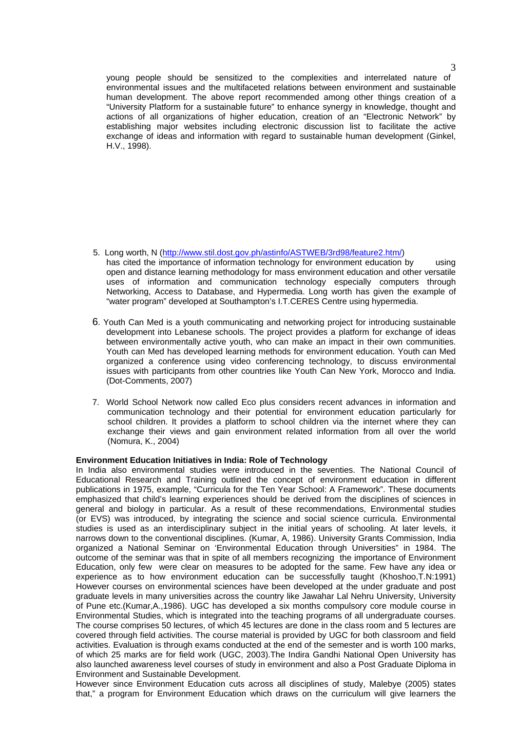young people should be sensitized to the complexities and interrelated nature of environmental issues and the multifaceted relations between environment and sustainable human development. The above report recommended among other things creation of a "University Platform for a sustainable future" to enhance synergy in knowledge, thought and actions of all organizations of higher education, creation of an "Electronic Network" by establishing major websites including electronic discussion list to facilitate the active exchange of ideas and information with regard to sustainable human development (Ginkel, H.V., 1998).

5. Long worth, N (http://www.stil.dost.gov.ph/astinfo/ASTWEB/3rd98/feature2.htm/) has cited the importance of information technology for environment education by using open and distance learning methodology for mass environment education and other versatile uses of information and communication technology especially computers through Networking, Access to Database, and Hypermedia. Long worth has given the example of "water program" developed at Southampton's I.T.CERES Centre using hypermedia.

6. Youth Can Med is a youth communicating and networking project for introducing sustainable development into Lebanese schools. The project provides a platform for exchange of ideas between environmentally active youth, who can make an impact in their own communities. Youth can Med has developed learning methods for environment education. Youth can Med organized a conference using video conferencing technology, to discuss environmental issues with participants from other countries like Youth Can New York, Morocco and India. (Dot-Comments, 2007)

7. World School Network now called Eco plus considers recent advances in information and communication technology and their potential for environment education particularly for school children. It provides a platform to school children via the internet where they can exchange their views and gain environment related information from all over the world (Nomura, K., 2004)

**Environment Education Initiatives in India: Role of Technology**

In India also environmental studies were introduced in the seventies. The National Council of Educational Research and Training outlined the concept of environment education in different publications in 1975, example, "Curricula for the Ten Year School: A Framework". These documents emphasized that child's learning experiences should be derived from the disciplines of sciences in general and biology in particular. As a result of these recommendations, Environmental studies (or EVS) was introduced, by integrating the science and social science curricula. Environmental studies is used as an interdisciplinary subject in the initial years of schooling. At later levels, it narrows down to the conventional disciplines. (Kumar, A, 1986). University Grants Commission, India organized a National Seminar on 'Environmental Education through Universities" in 1984. The outcome of the seminar was that in spite of all members recognizing the importance of Environment Education, only few were clear on measures to be adopted for the same. Few have any idea or experience as to how environment education can be successfully taught (Khoshoo,T.N:1991) However courses on environmental sciences have been developed at the under graduate and post graduate levels in many universities across the country like Jawahar Lal Nehru University, University of Pune etc.(Kumar,A.,1986). UGC has developed a six months compulsory core module course in Environmental Studies, which is integrated into the teaching programs of all undergraduate courses. The course comprises 50 lectures, of which 45 lectures are done in the class room and 5 lectures are covered through field activities. The course material is provided by UGC for both classroom and field activities. Evaluation is through exams conducted at the end of the semester and is worth 100 marks, of which 25 marks are for field work (UGC, 2003).The Indira Gandhi National Open University has also launched awareness level courses of study in environment and also a Post Graduate Diploma in Environment and Sustainable Development.

However since Environment Education cuts across all disciplines of study, Malebye (2005) states that," a program for Environment Education which draws on the curriculum will give learners the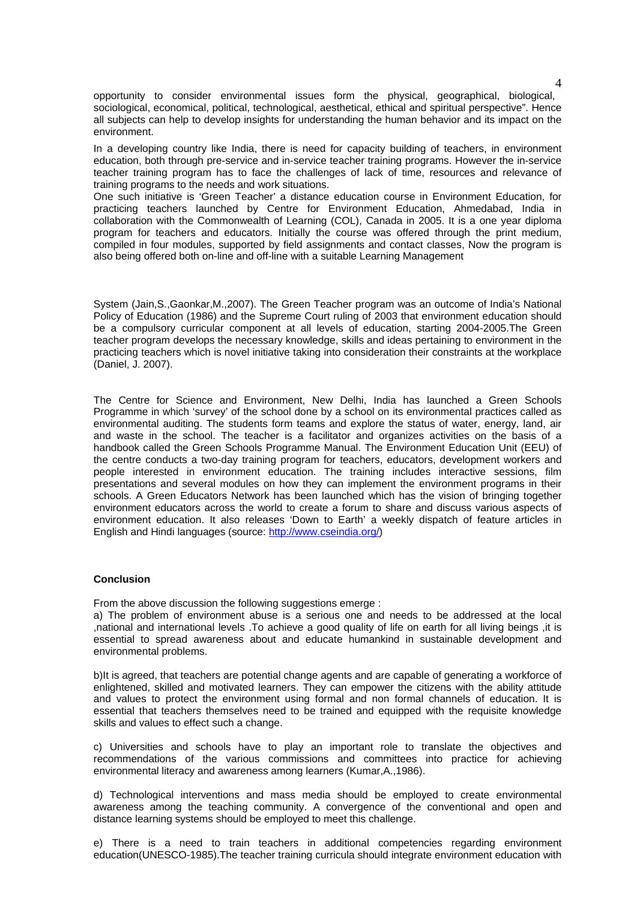opportunity to consider environmental issues form the physical, geographical, biological, sociological, economical, political, technological, aesthetical, ethical and spiritual perspective". Hence all subjects can help to develop insights for understanding the human behavior and its impact on the environment.

In a developing country like India, there is need for capacity building of teachers, in environment education, both through pre-service and in-service teacher training programs. However the in-service teacher training program has to face the challenges of lack of time, resources and relevance of training programs to the needs and work situations.

One such initiative is 'Green Teacher' a distance education course in Environment Education, for practicing teachers launched by Centre for Environment Education, Ahmedabad, India in collaboration with the Commonwealth of Learning (COL), Canada in 2005. It is a one year diploma program for teachers and educators. Initially the course was offered through the print medium, compiled in four modules, supported by field assignments and contact classes, Now the program is also being offered both on-line and off-line with a suitable Learning Management System (Jain,S.,Gaonkar,M.,2007). The Green Teacher program was an outcome of India's National Policy of Education (1986) and the Supreme Court ruling of 2003 that environment education should be a compulsory curricular component at all levels of education, starting 2004-2005.The Green teacher program develops the necessary knowledge, skills and ideas pertaining to environment in the practicing teachers which is novel initiative taking into consideration their constraints at the workplace (Daniel, J. 2007).

The Centre for Science and Environment, New Delhi, India has launched a Green Schools Programme in which 'survey' of the school done by a school on its environmental practices called as environmental auditing. The students form teams and explore the status of water, energy, land, air and waste in the school. The teacher is a facilitator and organizes activities on the basis of a handbook called the Green Schools Programme Manual. The Environment Education Unit (EEU) of the centre conducts a two-day training program for teachers, educators, development workers and people interested in environment education. The training includes interactive sessions, film presentations and several modules on how they can implement the environment programs in their schools. A Green Educators Network has been launched which has the vision of bringing together environment educators across the world to create a forum to share and discuss various aspects of environment education. It also releases 'Down to Earth' a weekly dispatch of feature articles in English and Hindi languages (source: http://www.cseindia.org/)

**Conclusion**

From the above discussion the following suggestions emerge :

a) The problem of environment abuse is a serious one and needs to be addressed at the local ,national and international levels .To achieve a good quality of life on earth for all living beings ,it is essential to spread awareness about and educate humankind in sustainable development and environmental problems.

b)It is agreed, that teachers are potential change agents and are capable of generating a workforce of enlightened, skilled and motivated learners. They can empower the citizens with the ability attitude and values to protect the environment using formal and non formal channels of education. It is essential that teachers themselves need to be trained and equipped with the requisite knowledge skills and values to effect such a change.

c) Universities and schools have to play an important role to translate the objectives and recommendations of the various commissions and committees into practice for achieving environmental literacy and awareness among learners (Kumar,A.,1986).

d) Technological interventions and mass media should be employed to create environmental awareness among the teaching community. A convergence of the conventional and open and distance learning systems should be employed to meet this challenge.

e) There is a need to train teachers in additional competencies regarding environment education(UNESCO-1985).The teacher training curricula should integrate environment education with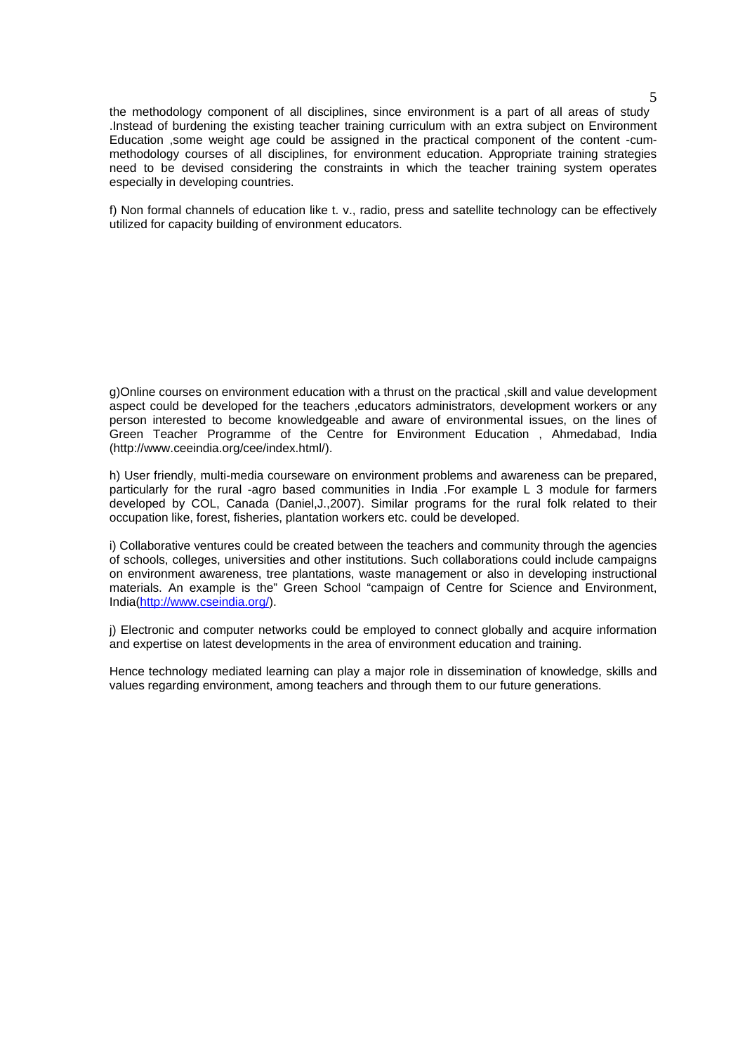the methodology component of all disciplines, since environment is a part of all areas of study .Instead of burdening the existing teacher training curriculum with an extra subject on Environment Education ,some weight age could be assigned in the practical component of the content -cum-methodology courses of all disciplines, for environment education. Appropriate training strategies need to be devised considering the constraints in which the teacher training system operates especially in developing countries.

f) Non formal channels of education like t. v., radio, press and satellite technology can be effectively utilized for capacity building of environment educators.

g)Online courses on environment education with a thrust on the practical ,skill and value development aspect could be developed for the teachers ,educators administrators, development workers or any person interested to become knowledgeable and aware of environmental issues, on the lines of Green Teacher Programme of the Centre for Environment Education , Ahmedabad, India (http://www.ceeindia.org/cee/index.html/).

h) User friendly, multi-media courseware on environment problems and awareness can be prepared, particularly for the rural -agro based communities in India .For example L 3 module for farmers developed by COL, Canada (Daniel,J.,2007). Similar programs for the rural folk related to their occupation like, forest, fisheries, plantation workers etc. could be developed.

i) Collaborative ventures could be created between the teachers and community through the agencies of schools, colleges, universities and other institutions. Such collaborations could include campaigns on environment awareness, tree plantations, waste management or also in developing instructional materials. An example is the" Green School "campaign of Centre for Science and Environment, India(http://www.cseindia.org/).

j) Electronic and computer networks could be employed to connect globally and acquire information and expertise on latest developments in the area of environment education and training.

Hence technology mediated learning can play a major role in dissemination of knowledge, skills and values regarding environment, among teachers and through them to our future generations.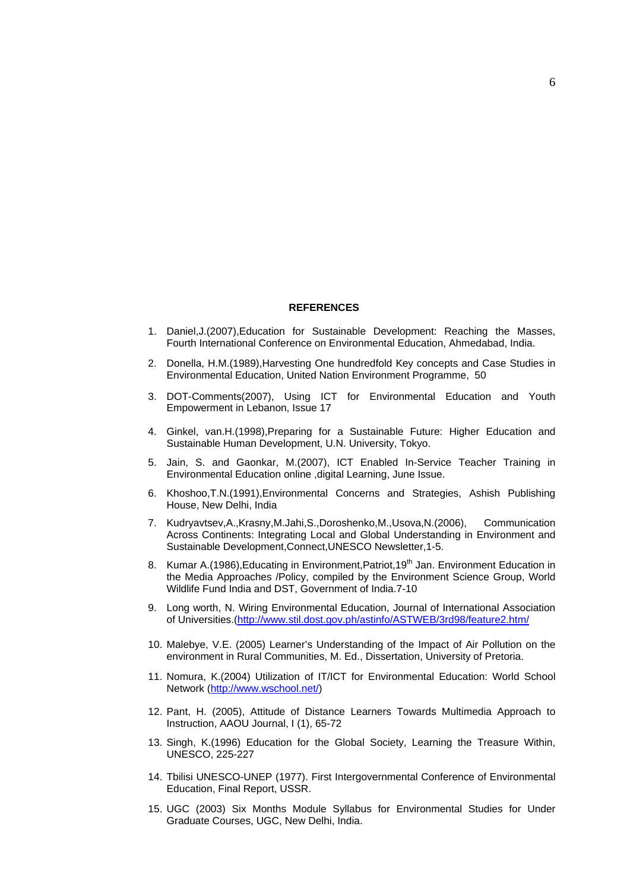**REFERENCES**

1. Daniel,J.(2007),Education for Sustainable Development: Reaching the Masses, Fourth International Conference on Environmental Education, Ahmedabad, India.

2. Donella, H.M.(1989),Harvesting One hundredfold Key concepts and Case Studies in Environmental Education, United Nation Environment Programme, 50

3. DOT-Comments(2007), Using ICT for Environmental Education and Youth Empowerment in Lebanon, Issue 17

4. Ginkel, van.H.(1998),Preparing for a Sustainable Future: Higher Education and Sustainable Human Development, U.N. University, Tokyo.

5. Jain, S. and Gaonkar, M.(2007), ICT Enabled In-Service Teacher Training in Environmental Education online ,digital Learning, June Issue.

6. Khoshoo,T.N.(1991),Environmental Concerns and Strategies, Ashish Publishing House, New Delhi, India

7. Kudryavtsev,A.,Krasny,M.Jahi,S.,Doroshenko,M.,Usova,N.(2006), Communication Across Continents: Integrating Local and Global Understanding in Environment and Sustainable Development,Connect,UNESCO Newsletter,1-5.

8. Kumar A.(1986),Educating in Environment,Patriot,19th Jan. Environment Education in the Media Approaches /Policy, compiled by the Environment Science Group, World Wildlife Fund India and DST, Government of India.7-10

9. Long worth, N. Wiring Environmental Education, Journal of International Association of Universities.(http://www.stil.dost.gov.ph/astinfo/ASTWEB/3rd98/feature2.htm/

10. Malebye, V.E. (2005) Learner's Understanding of the Impact of Air Pollution on the environment in Rural Communities, M. Ed., Dissertation, University of Pretoria.

11. Nomura, K.(2004) Utilization of IT/ICT for Environmental Education: World School Network (http://www.wschool.net/)

12. Pant, H. (2005), Attitude of Distance Learners Towards Multimedia Approach to Instruction, AAOU Journal, I (1), 65-72

13. Singh, K.(1996) Education for the Global Society, Learning the Treasure Within, UNESCO, 225-227

14. Tbilisi UNESCO-UNEP (1977). First Intergovernmental Conference of Environmental Education, Final Report, USSR.

15. UGC (2003) Six Months Module Syllabus for Environmental Studies for Under Graduate Courses, UGC, New Delhi, India.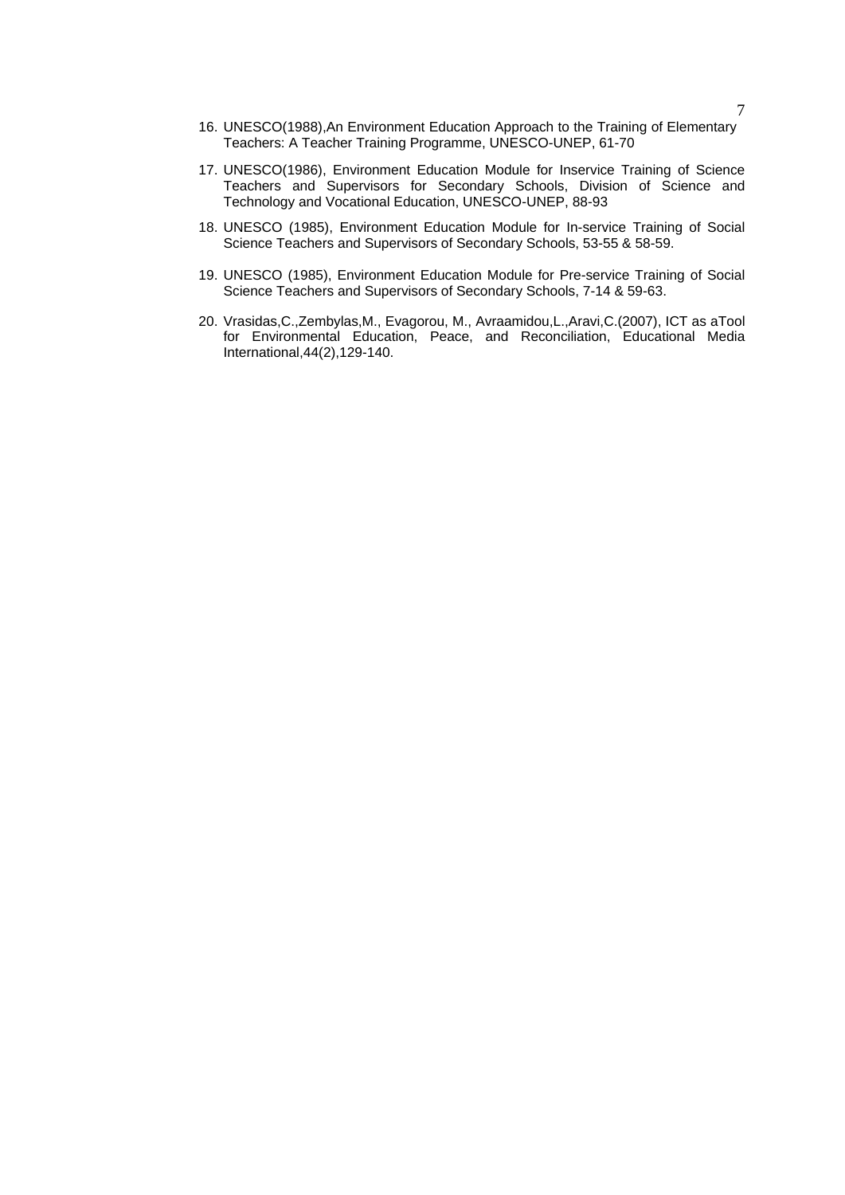16. UNESCO(1988),An Environment Education Approach to the Training of Elementary Teachers: A Teacher Training Programme, UNESCO-UNEP, 61-70

17. UNESCO(1986), Environment Education Module for Inservice Training of Science Teachers and Supervisors for Secondary Schools, Division of Science and Technology and Vocational Education, UNESCO-UNEP, 88-93

18. UNESCO (1985), Environment Education Module for In-service Training of Social Science Teachers and Supervisors of Secondary Schools, 53-55 & 58-59.

19. UNESCO (1985), Environment Education Module for Pre-service Training of Social Science Teachers and Supervisors of Secondary Schools, 7-14 & 59-63.

20. Vrasidas,C.,Zembylas,M., Evagorou, M., Avraamidou,L.,Aravi,C.(2007), ICT as aTool for Environmental Education, Peace, and Reconciliation, Educational Media International,44(2),129-140.